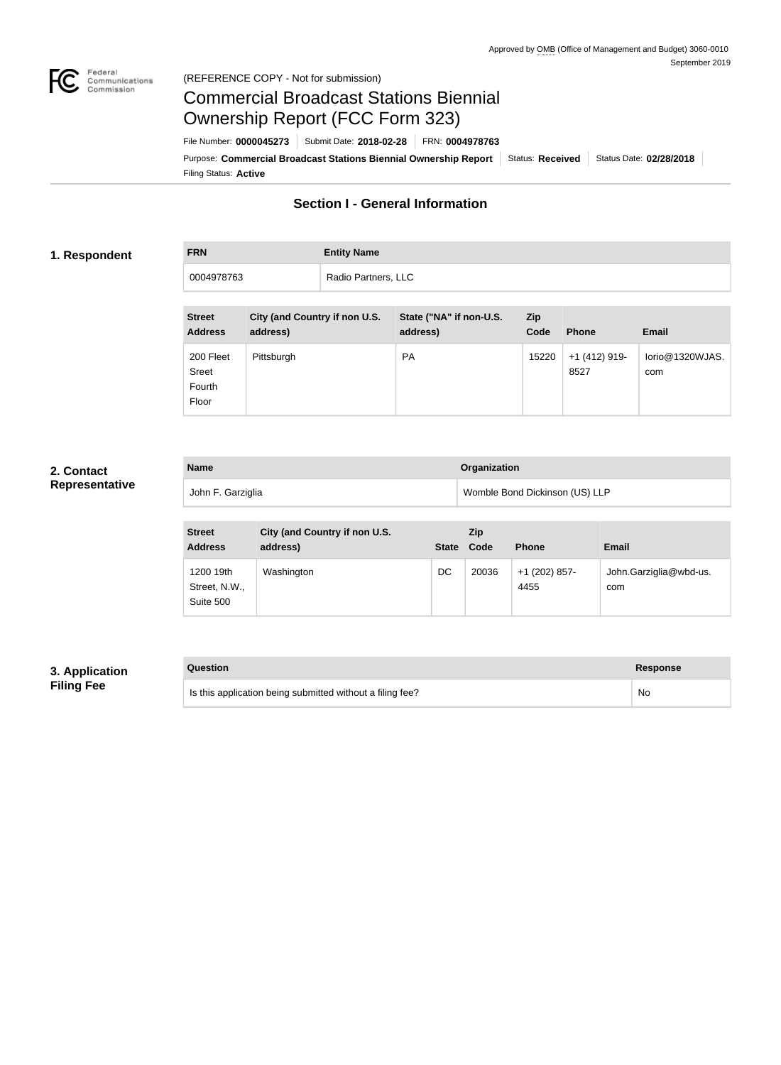Approved by OMB (Office of Management and Budget) 3060-0010
September 2019

(REFERENCE COPY - Not for submission)

# Commercial Broadcast Stations Biennial Ownership Report (FCC Form 323)

File Number: **0000045273** | Submit Date: **2018-02-28** | FRN: **0004978763**

Purpose: **Commercial Broadcast Stations Biennial Ownership Report** | Status: **Received** | Status Date: **02/28/2018**

Filing Status: **Active**

## Section I - General Information

### 1. Respondent

| FRN | Entity Name |
|---|---|
| 0004978763 | Radio Partners, LLC |

| Street Address | City (and Country if non U.S. address) | State ("NA" if non-U.S. address) | Zip Code | Phone | Email |
|---|---|---|---|---|---|
| 200 Fleet Sreet Fourth Floor | Pittsburgh | PA | 15220 | +1 (412) 919-8527 | Iorio@1320WJAS.com |

### 2. Contact Representative

| Name | Organization |
|---|---|
| John F. Garziglia | Womble Bond Dickinson (US) LLP |

| Street Address | City (and Country if non U.S. address) | State | Zip Code | Phone | Email |
|---|---|---|---|---|---|
| 1200 19th Street, N.W., Suite 500 | Washington | DC | 20036 | +1 (202) 857-4455 | John.Garziglia@wbd-us.com |

### 3. Application Filing Fee

| Question | Response |
|---|---|
| Is this application being submitted without a filing fee? | No |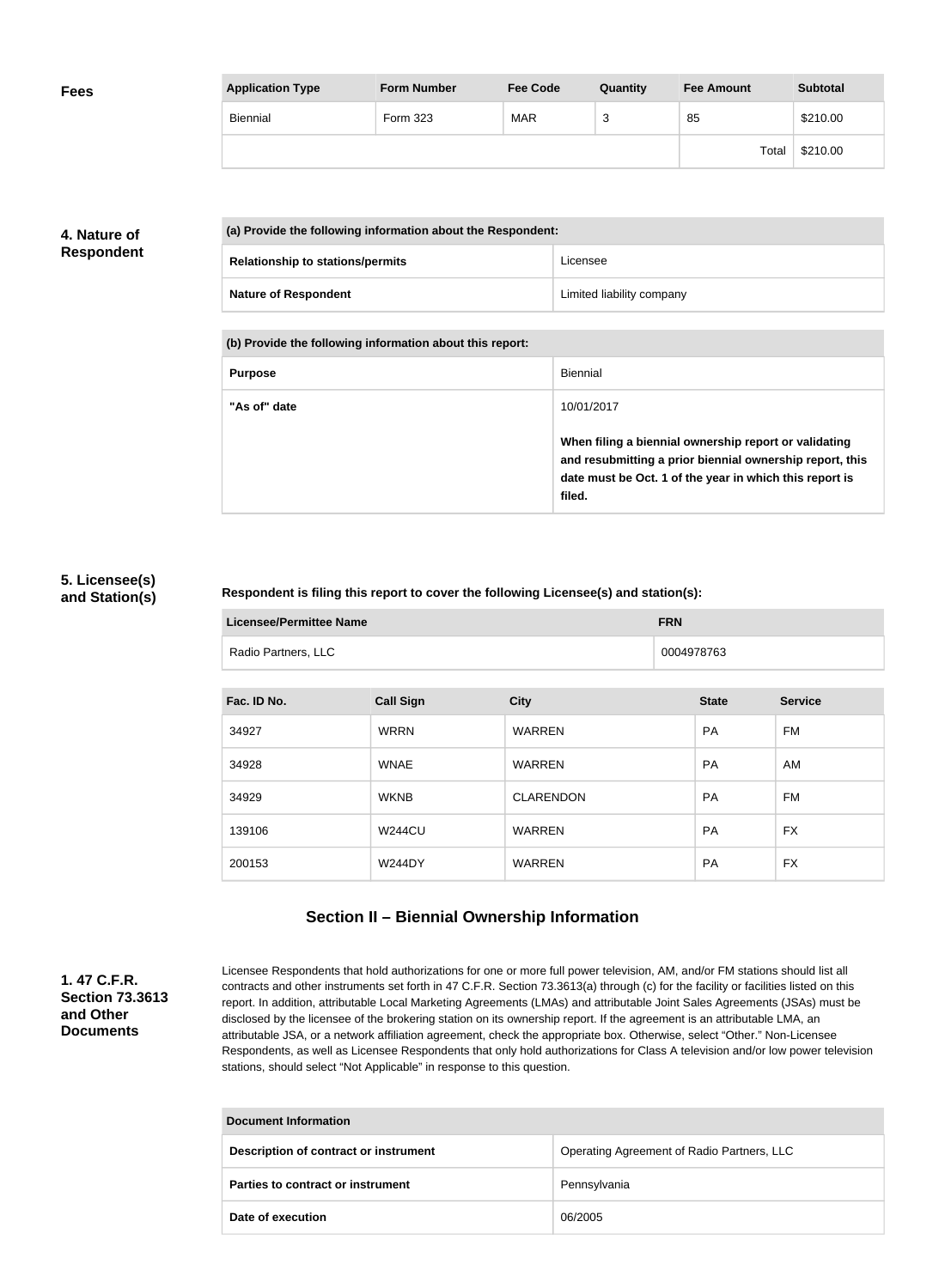**Fees**

| Application Type | Form Number | Fee Code | Quantity | Fee Amount | Subtotal |
|---|---|---|---|---|---|
| Biennial | Form 323 | MAR | 3 | 85 | $210.00 |
| | | | | Total | $210.00 |

**4. Nature of Respondent**

| (a) Provide the following information about the Respondent: | |
|---|---|
| Relationship to stations/permits | Licensee |
| Nature of Respondent | Limited liability company |

| (b) Provide the following information about this report: | |
|---|---|
| Purpose | Biennial |
| "As of" date | 10/01/2017<br><br>**When filing a biennial ownership report or validating and resubmitting a prior biennial ownership report, this date must be Oct. 1 of the year in which this report is filed.** |

**5. Licensee(s) and Station(s)**

**Respondent is filing this report to cover the following Licensee(s) and station(s):**

| Licensee/Permittee Name | FRN |
|---|---|
| Radio Partners, LLC | 0004978763 |

| Fac. ID No. | Call Sign | City | State | Service |
|---|---|---|---|---|
| 34927 | WRRN | WARREN | PA | FM |
| 34928 | WNAE | WARREN | PA | AM |
| 34929 | WKNB | CLARENDON | PA | FM |
| 139106 | W244CU | WARREN | PA | FX |
| 200153 | W244DY | WARREN | PA | FX |

## Section II – Biennial Ownership Information

**1. 47 C.F.R. Section 73.3613 and Other Documents**

Licensee Respondents that hold authorizations for one or more full power television, AM, and/or FM stations should list all contracts and other instruments set forth in 47 C.F.R. Section 73.3613(a) through (c) for the facility or facilities listed on this report. In addition, attributable Local Marketing Agreements (LMAs) and attributable Joint Sales Agreements (JSAs) must be disclosed by the licensee of the brokering station on its ownership report. If the agreement is an attributable LMA, an attributable JSA, or a network affiliation agreement, check the appropriate box. Otherwise, select "Other." Non-Licensee Respondents, as well as Licensee Respondents that only hold authorizations for Class A television and/or low power television stations, should select "Not Applicable" in response to this question.

| Document Information | |
|---|---|
| Description of contract or instrument | Operating Agreement of Radio Partners, LLC |
| Parties to contract or instrument | Pennsylvania |
| Date of execution | 06/2005 |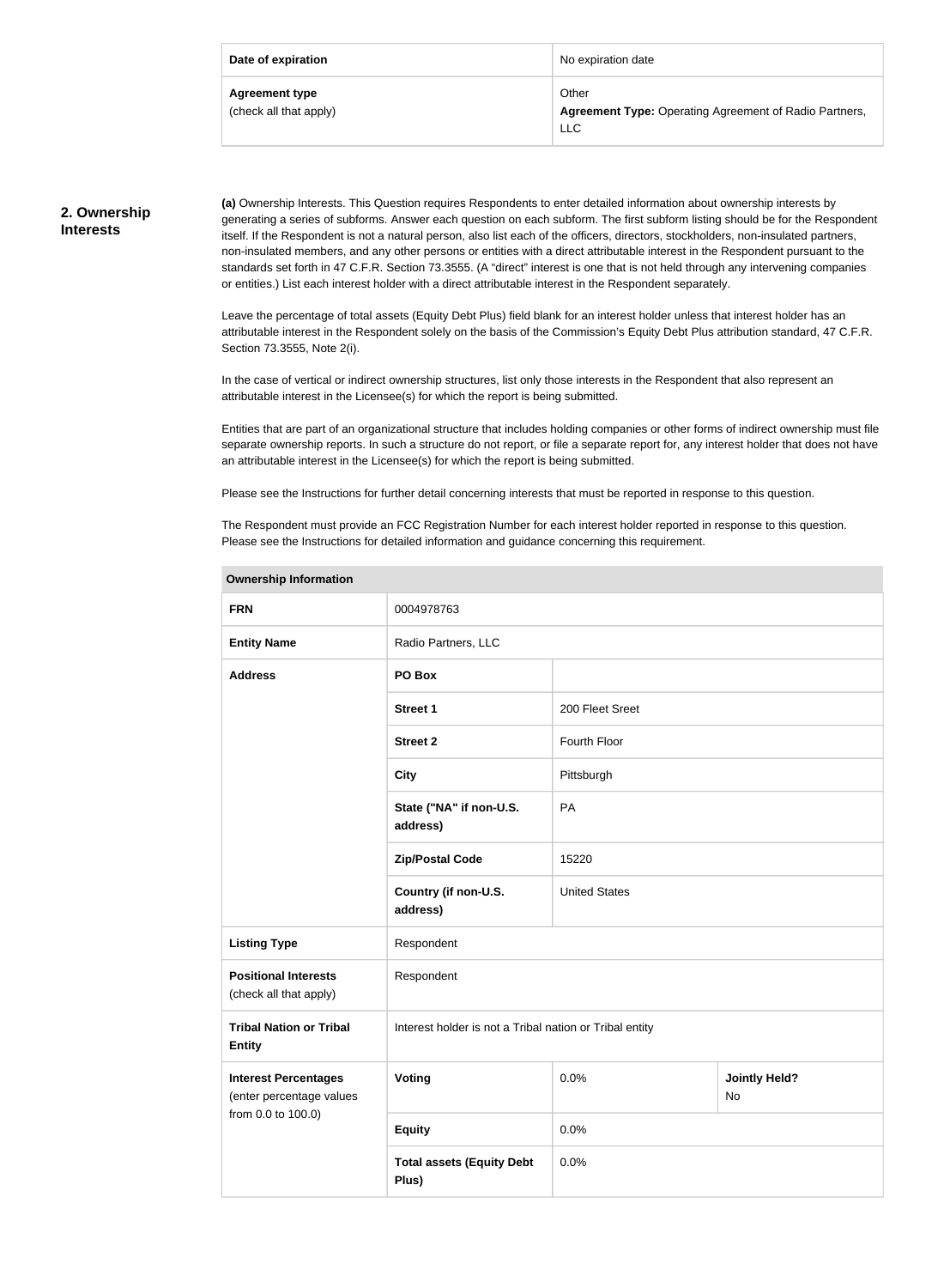| Date of expiration | No expiration date |
|---|---|
| **Agreement type** (check all that apply) | Other<br>**Agreement Type:** Operating Agreement of Radio Partners, LLC |

## 2. Ownership Interests

**(a)** Ownership Interests. This Question requires Respondents to enter detailed information about ownership interests by generating a series of subforms. Answer each question on each subform. The first subform listing should be for the Respondent itself. If the Respondent is not a natural person, also list each of the officers, directors, stockholders, non-insulated partners, non-insulated members, and any other persons or entities with a direct attributable interest in the Respondent pursuant to the standards set forth in 47 C.F.R. Section 73.3555. (A "direct" interest is one that is not held through any intervening companies or entities.) List each interest holder with a direct attributable interest in the Respondent separately.

Leave the percentage of total assets (Equity Debt Plus) field blank for an interest holder unless that interest holder has an attributable interest in the Respondent solely on the basis of the Commission's Equity Debt Plus attribution standard, 47 C.F.R. Section 73.3555, Note 2(i).

In the case of vertical or indirect ownership structures, list only those interests in the Respondent that also represent an attributable interest in the Licensee(s) for which the report is being submitted.

Entities that are part of an organizational structure that includes holding companies or other forms of indirect ownership must file separate ownership reports. In such a structure do not report, or file a separate report for, any interest holder that does not have an attributable interest in the Licensee(s) for which the report is being submitted.

Please see the Instructions for further detail concerning interests that must be reported in response to this question.

The Respondent must provide an FCC Registration Number for each interest holder reported in response to this question. Please see the Instructions for detailed information and guidance concerning this requirement.

| **Ownership Information** | | | |
|---|---|---|---|
| **FRN** | 0004978763 | | |
| **Entity Name** | Radio Partners, LLC | | |
| **Address** | **PO Box** | | |
| | **Street 1** | 200 Fleet Sreet | |
| | **Street 2** | Fourth Floor | |
| | **City** | Pittsburgh | |
| | **State ("NA" if non-U.S. address)** | PA | |
| | **Zip/Postal Code** | 15220 | |
| | **Country (if non-U.S. address)** | United States | |
| **Listing Type** | Respondent | | |
| **Positional Interests** (check all that apply) | Respondent | | |
| **Tribal Nation or Tribal Entity** | Interest holder is not a Tribal nation or Tribal entity | | |
| **Interest Percentages** (enter percentage values from 0.0 to 100.0) | **Voting** | 0.0% | **Jointly Held?** No |
| | **Equity** | 0.0% | |
| | **Total assets (Equity Debt Plus)** | 0.0% | |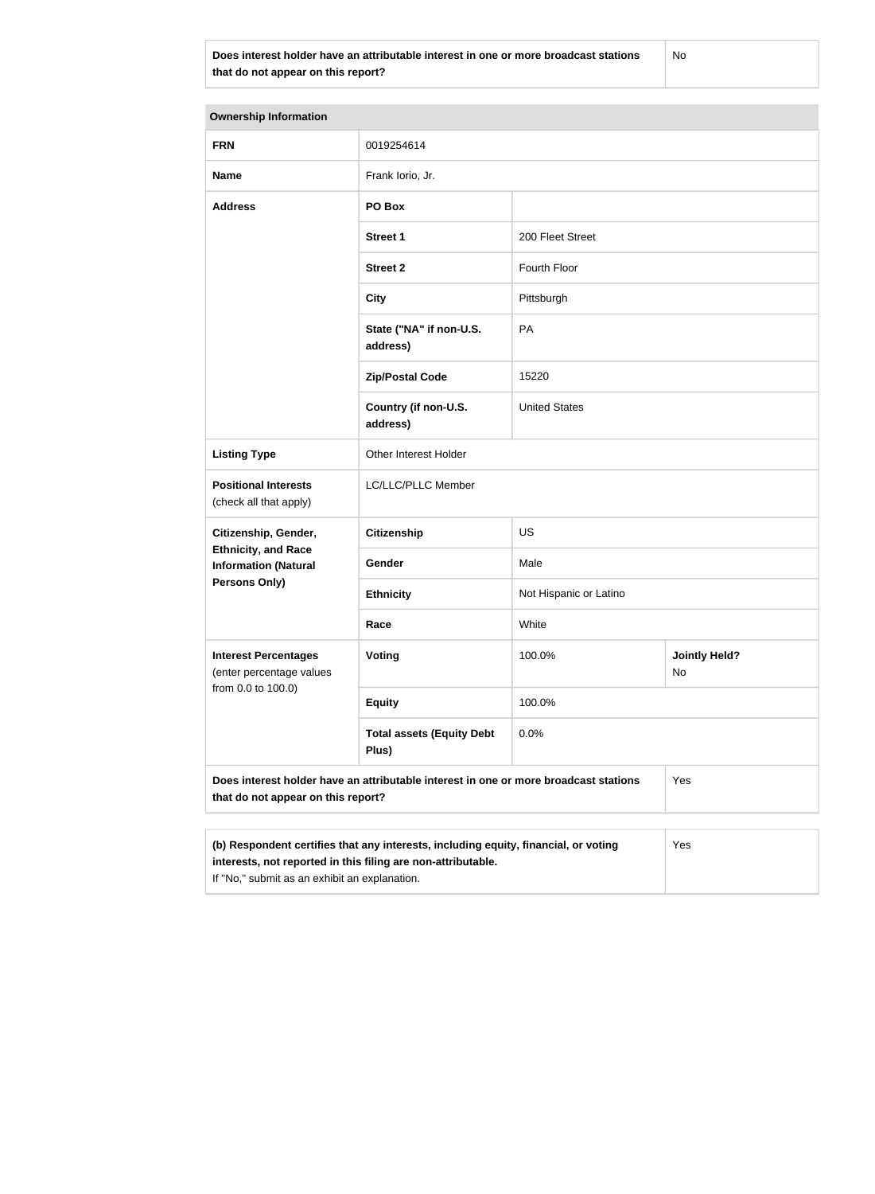| Does interest holder have an attributable interest in one or more broadcast stations that do not appear on this report? | No |
|---|---|

| Ownership Information | | | |
|---|---|---|---|
| **FRN** | 0019254614 | | |
| **Name** | Frank Iorio, Jr. | | |
| **Address** | **PO Box** | | |
| | **Street 1** | 200 Fleet Street | |
| | **Street 2** | Fourth Floor | |
| | **City** | Pittsburgh | |
| | **State ("NA" if non-U.S. address)** | PA | |
| | **Zip/Postal Code** | 15220 | |
| | **Country (if non-U.S. address)** | United States | |
| **Listing Type** | Other Interest Holder | | |
| **Positional Interests** (check all that apply) | LC/LLC/PLLC Member | | |
| **Citizenship, Gender, Ethnicity, and Race Information (Natural Persons Only)** | **Citizenship** | US | |
| | **Gender** | Male | |
| | **Ethnicity** | Not Hispanic or Latino | |
| | **Race** | White | |
| **Interest Percentages** (enter percentage values from 0.0 to 100.0) | **Voting** | 100.0% | **Jointly Held?** No |
| | **Equity** | 100.0% | |
| | **Total assets (Equity Debt Plus)** | 0.0% | |
| **Does interest holder have an attributable interest in one or more broadcast stations that do not appear on this report?** | | | Yes |

| (b) Respondent certifies that any interests, including equity, financial, or voting interests, not reported in this filing are non-attributable. If "No," submit as an exhibit an explanation. | Yes |
|---|---|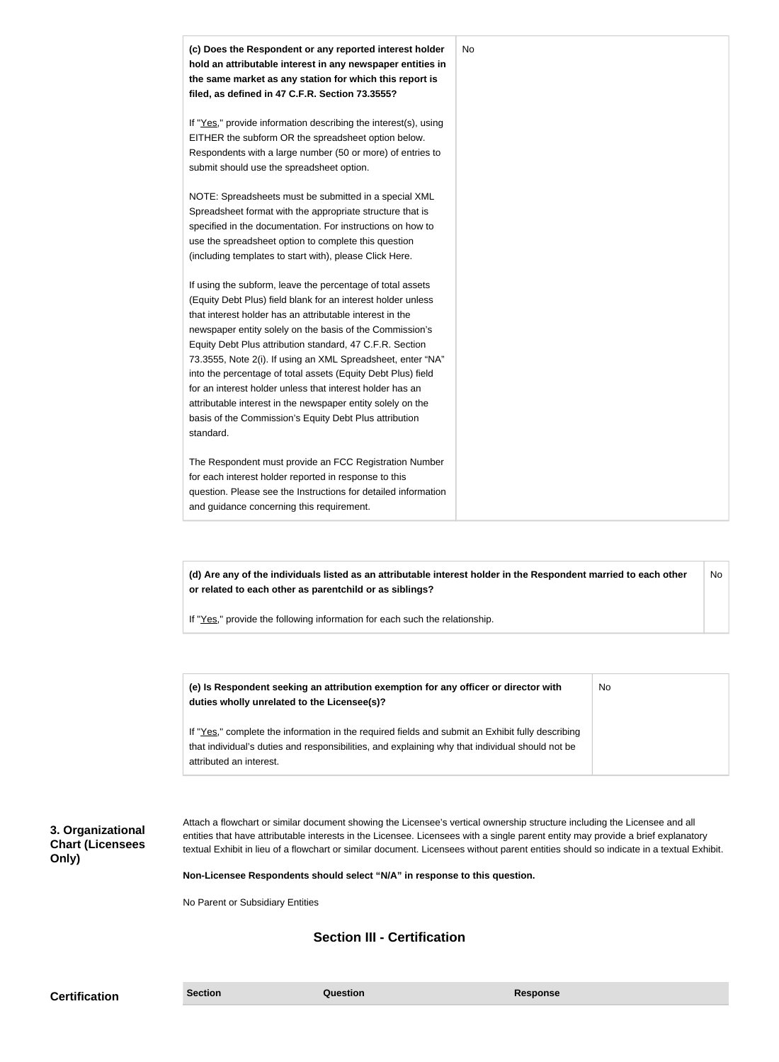| **(c) Does the Respondent or any reported interest holder hold an attributable interest in any newspaper entities in the same market as any station for which this report is filed, as defined in 47 C.F.R. Section 73.3555?**<br><br>If "Yes," provide information describing the interest(s), using EITHER the subform OR the spreadsheet option below. Respondents with a large number (50 or more) of entries to submit should use the spreadsheet option.<br><br>NOTE: Spreadsheets must be submitted in a special XML Spreadsheet format with the appropriate structure that is specified in the documentation. For instructions on how to use the spreadsheet option to complete this question (including templates to start with), please Click Here.<br><br>If using the subform, leave the percentage of total assets (Equity Debt Plus) field blank for an interest holder unless that interest holder has an attributable interest in the newspaper entity solely on the basis of the Commission's Equity Debt Plus attribution standard, 47 C.F.R. Section 73.3555, Note 2(i). If using an XML Spreadsheet, enter "NA" into the percentage of total assets (Equity Debt Plus) field for an interest holder unless that interest holder has an attributable interest in the newspaper entity solely on the basis of the Commission's Equity Debt Plus attribution standard.<br><br>The Respondent must provide an FCC Registration Number for each interest holder reported in response to this question. Please see the Instructions for detailed information and guidance concerning this requirement. | No |
|---|---|

| **(d) Are any of the individuals listed as an attributable interest holder in the Respondent married to each other or related to each other as parentchild or as siblings?**<br><br>If "Yes," provide the following information for each such the relationship. | No |
|---|---|

| **(e) Is Respondent seeking an attribution exemption for any officer or director with duties wholly unrelated to the Licensee(s)?**<br><br>If "Yes," complete the information in the required fields and submit an Exhibit fully describing that individual's duties and responsibilities, and explaining why that individual should not be attributed an interest. | No |
|---|---|

**3. Organizational Chart (Licensees Only)**

Attach a flowchart or similar document showing the Licensee's vertical ownership structure including the Licensee and all entities that have attributable interests in the Licensee. Licensees with a single parent entity may provide a brief explanatory textual Exhibit in lieu of a flowchart or similar document. Licensees without parent entities should so indicate in a textual Exhibit.

**Non-Licensee Respondents should select "N/A" in response to this question.**

No Parent or Subsidiary Entities

## Section III - Certification

**Certification**

| Section | Question | Response |
|---|---|---|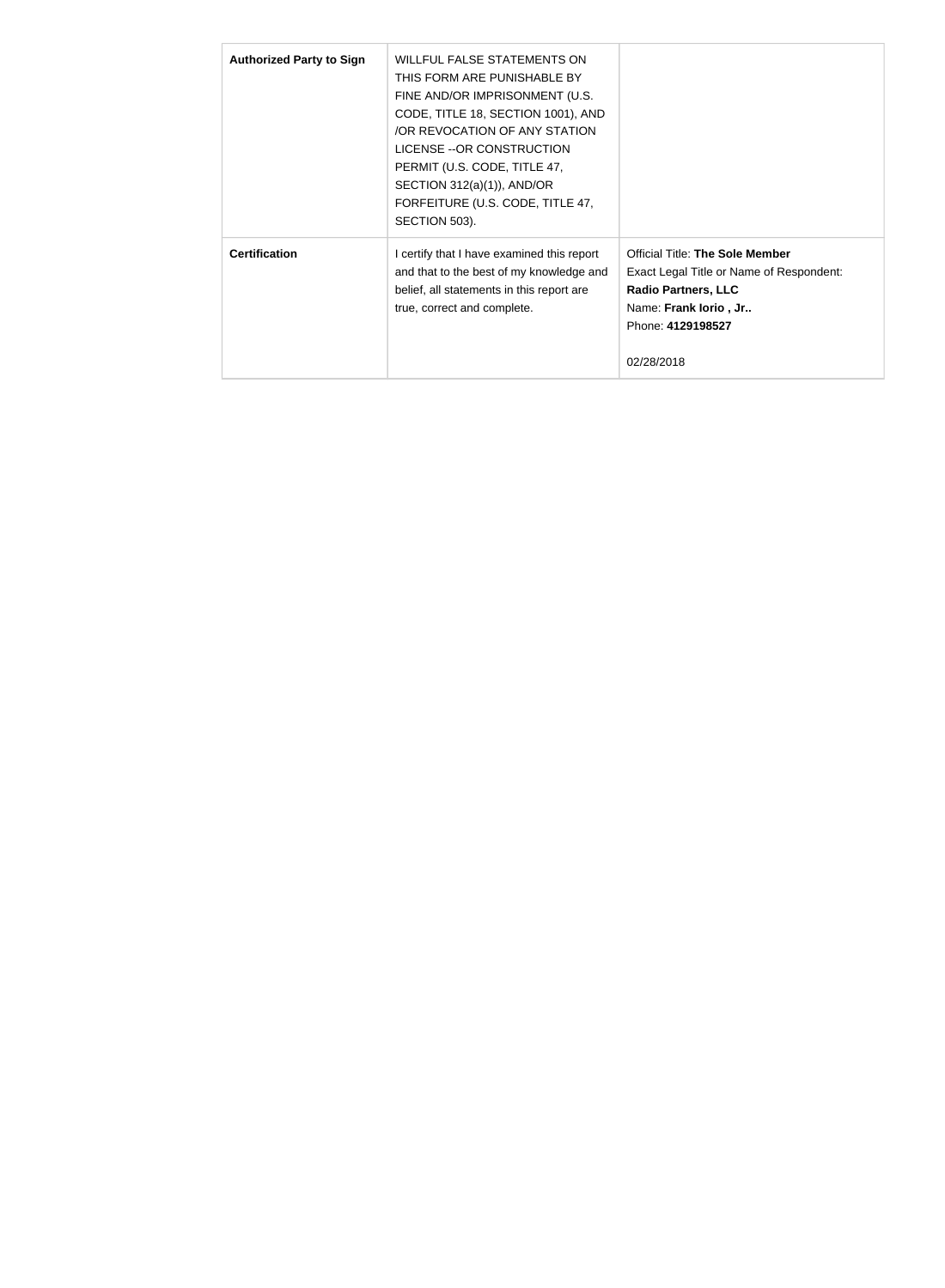| | | |
|---|---|---|
| **Authorized Party to Sign** | WILLFUL FALSE STATEMENTS ON THIS FORM ARE PUNISHABLE BY FINE AND/OR IMPRISONMENT (U.S. CODE, TITLE 18, SECTION 1001), AND /OR REVOCATION OF ANY STATION LICENSE --OR CONSTRUCTION PERMIT (U.S. CODE, TITLE 47, SECTION 312(a)(1)), AND/OR FORFEITURE (U.S. CODE, TITLE 47, SECTION 503). | |
| **Certification** | I certify that I have examined this report and that to the best of my knowledge and belief, all statements in this report are true, correct and complete. | Official Title: **The Sole Member**<br>Exact Legal Title or Name of Respondent: **Radio Partners, LLC**<br>Name: **Frank Iorio , Jr..**<br>Phone: **4129198527**<br><br>02/28/2018 |